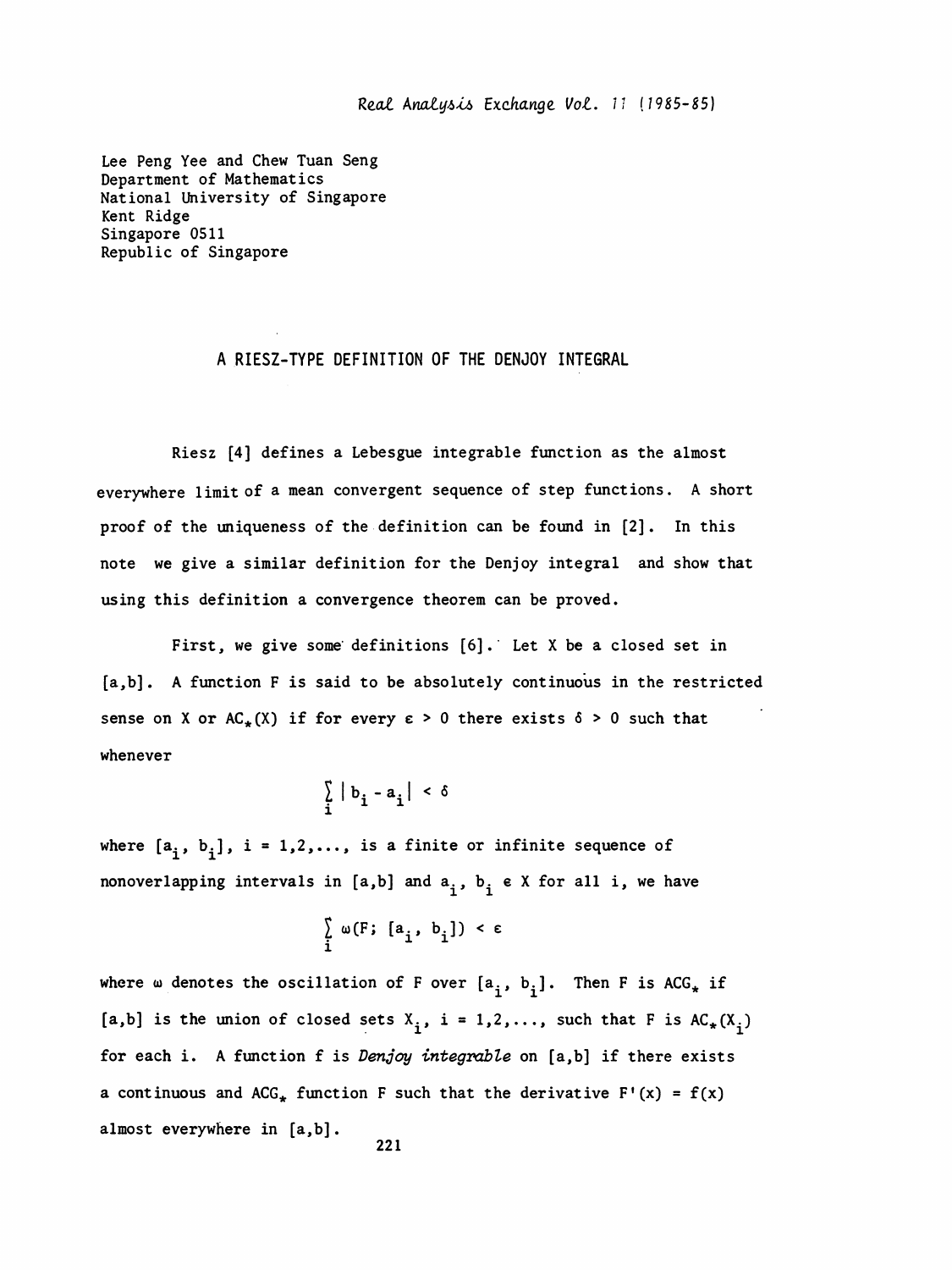Lee Peng Yee and Chew Tuan Seng
Department of Mathematics
National University of Singapore
Kent Ridge
Singapore 0511
Republic of Singapore

# A RIESZ-TYPE DEFINITION OF THE DENJOY INTEGRAL

Riesz [4] defines a Lebesgue integrable function as the almost everywhere limit of a mean convergent sequence of step functions. A short proof of the uniqueness of the definition can be found in [2]. In this note we give a similar definition for the Denjoy integral and show that using this definition a convergence theorem can be proved.

First, we give some definitions [6]. Let X be a closed set in [a,b]. A function F is said to be absolutely continuous in the restricted sense on X or $AC_*(X)$ if for every $\varepsilon > 0$ there exists $\delta > 0$ such that whenever

$$\sum_i |b_i - a_i| < \delta$$

where $[a_i, b_i]$, $i = 1,2,\ldots$, is a finite or infinite sequence of nonoverlapping intervals in [a,b] and $a_i, b_i \in X$ for all i, we have

$$\sum_i \omega(F; [a_i, b_i]) < \varepsilon$$

where $\omega$ denotes the oscillation of F over $[a_i, b_i]$. Then F is $ACG_*$ if [a,b] is the union of closed sets $X_i$, $i = 1,2,\ldots$, such that F is $AC_*(X_i)$ for each i. A function f is *Denjoy integrable* on [a,b] if there exists a continuous and $ACG_*$ function F such that the derivative $F'(x) = f(x)$ almost everywhere in [a,b].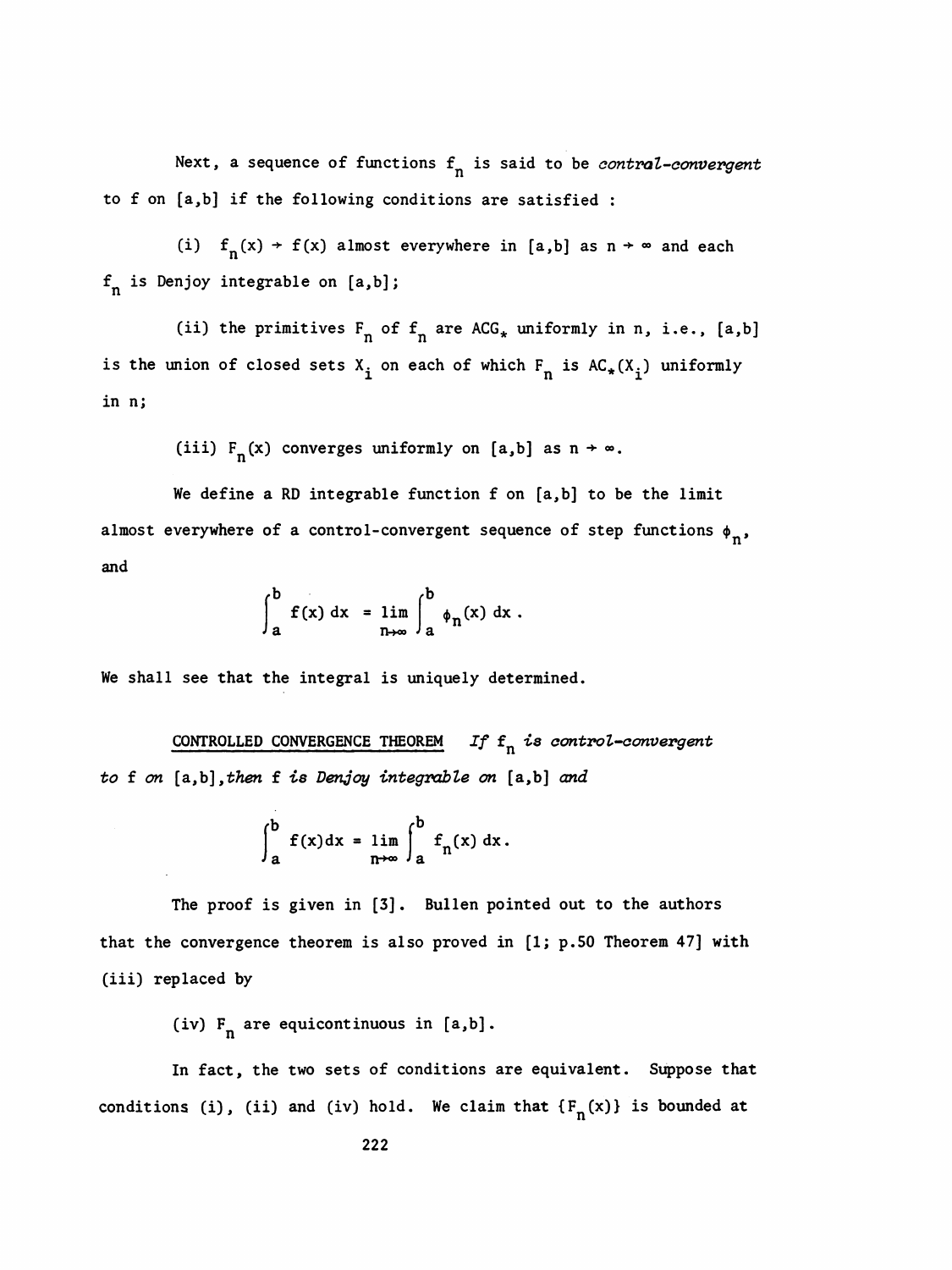Next, a sequence of functions $f_n$ is said to be *control-convergent* to f on [a,b] if the following conditions are satisfied :

(i) $f_n(x) \to f(x)$ almost everywhere in [a,b] as $n \to \infty$ and each $f_n$ is Denjoy integrable on [a,b];

(ii) the primitives $F_n$ of $f_n$ are $ACG_*$ uniformly in n, i.e., [a,b] is the union of closed sets $X_i$ on each of which $F_n$ is $AC_*(X_i)$ uniformly in n;

(iii) $F_n(x)$ converges uniformly on [a,b] as $n \to \infty$.

We define a RD integrable function f on [a,b] to be the limit almost everywhere of a control-convergent sequence of step functions $\phi_n$, and

$$\int_a^b f(x)\,dx = \lim_{n\to\infty} \int_a^b \phi_n(x)\,dx .$$

We shall see that the integral is uniquely determined.

CONTROLLED CONVERGENCE THEOREM *If $f_n$ is control-convergent to f on [a,b], then f is Denjoy integrable on [a,b] and*

$$\int_a^b f(x)dx = \lim_{n\to\infty} \int_a^b f_n(x)\,dx.$$

The proof is given in [3]. Bullen pointed out to the authors that the convergence theorem is also proved in [1; p.50 Theorem 47] with (iii) replaced by

(iv) $F_n$ are equicontinuous in [a,b].

In fact, the two sets of conditions are equivalent. Suppose that conditions (i), (ii) and (iv) hold. We claim that $\{F_n(x)\}$ is bounded at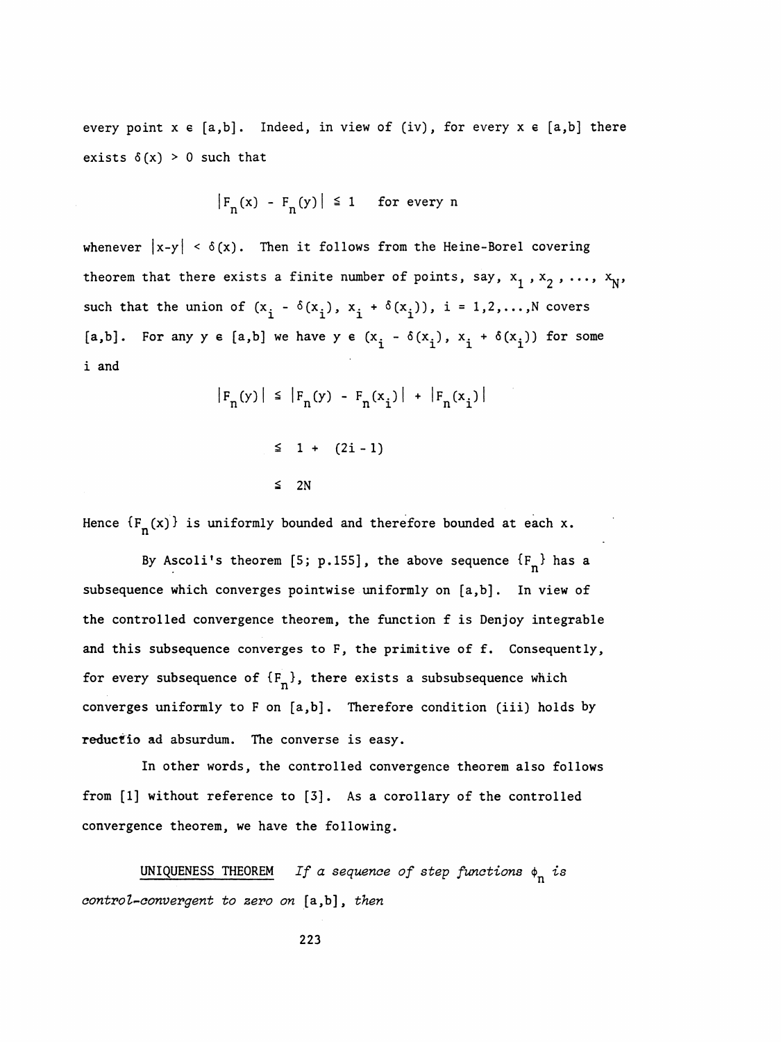every point $x \in [a,b]$. Indeed, in view of (iv), for every $x \in [a,b]$ there exists $\delta(x) > 0$ such that

$$|F_n(x) - F_n(y)| \leq 1 \quad \text{for every } n$$

whenever $|x-y| < \delta(x)$. Then it follows from the Heine-Borel covering theorem that there exists a finite number of points, say, $x_1, x_2, \ldots, x_N$, such that the union of $(x_i - \delta(x_i), x_i + \delta(x_i))$, $i = 1,2,\ldots,N$ covers $[a,b]$. For any $y \in [a,b]$ we have $y \in (x_i - \delta(x_i), x_i + \delta(x_i))$ for some $i$ and

$$\begin{aligned} |F_n(y)| &\leq |F_n(y) - F_n(x_i)| + |F_n(x_i)| \\ &\leq 1 + (2i-1) \\ &\leq 2N \end{aligned}$$

Hence $\{F_n(x)\}$ is uniformly bounded and therefore bounded at each $x$.

By Ascoli's theorem [5; p.155], the above sequence $\{F_n\}$ has a subsequence which converges pointwise uniformly on $[a,b]$. In view of the controlled convergence theorem, the function $f$ is Denjoy integrable and this subsequence converges to $F$, the primitive of $f$. Consequently, for every subsequence of $\{F_n\}$, there exists a subsubsequence which converges uniformly to $F$ on $[a,b]$. Therefore condition (iii) holds by reductio ad absurdum. The converse is easy.

In other words, the controlled convergence theorem also follows from [1] without reference to [3]. As a corollary of the controlled convergence theorem, we have the following.

UNIQUENESS THEOREM *If a sequence of step functions $\phi_n$ is control-convergent to zero on* $[a,b]$, *then*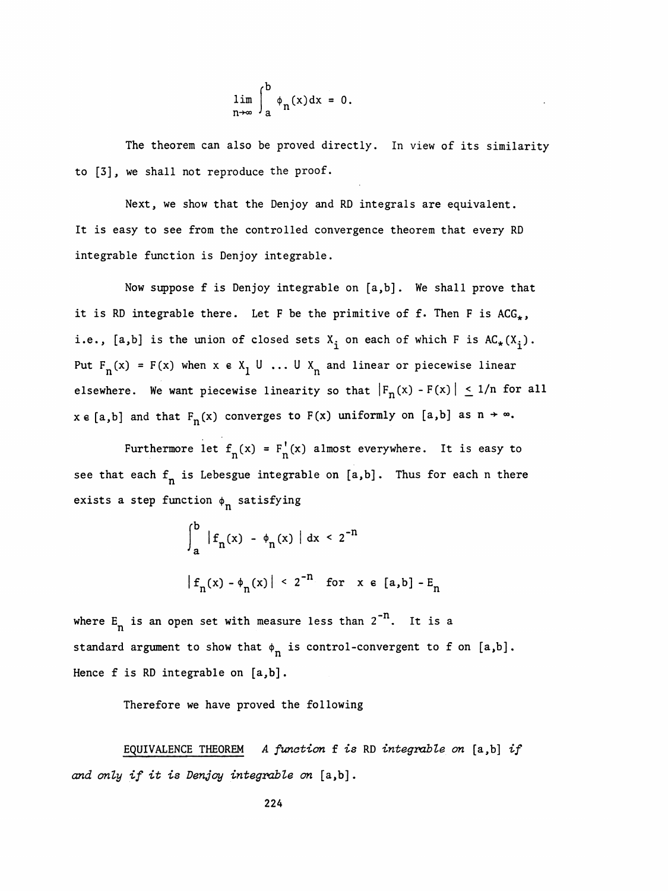$$\lim_{n\to\infty} \int_a^b \phi_n(x)dx = 0.$$

The theorem can also be proved directly. In view of its similarity to [3], we shall not reproduce the proof.

Next, we show that the Denjoy and RD integrals are equivalent. It is easy to see from the controlled convergence theorem that every RD integrable function is Denjoy integrable.

Now suppose f is Denjoy integrable on $[a,b]$. We shall prove that it is RD integrable there. Let F be the primitive of f. Then F is $ACG_*$, i.e., $[a,b]$ is the union of closed sets $X_i$ on each of which F is $AC_*(X_i)$. Put $F_n(x) = F(x)$ when $x \in X_1 \cup \ldots \cup X_n$ and linear or piecewise linear elsewhere. We want piecewise linearity so that $|F_n(x) - F(x)| \leq 1/n$ for all $x \in [a,b]$ and that $F_n(x)$ converges to $F(x)$ uniformly on $[a,b]$ as $n \to \infty$.

Furthermore let $f_n(x) = F_n'(x)$ almost everywhere. It is easy to see that each $f_n$ is Lebesgue integrable on $[a,b]$. Thus for each n there exists a step function $\phi_n$ satisfying

$$\int_a^b |f_n(x) - \phi_n(x)|\, dx < 2^{-n}$$

$$|f_n(x) - \phi_n(x)| < 2^{-n} \quad \text{for} \quad x \in [a,b] - E_n$$

where $E_n$ is an open set with measure less than $2^{-n}$. It is a standard argument to show that $\phi_n$ is control-convergent to f on $[a,b]$. Hence f is RD integrable on $[a,b]$.

Therefore we have proved the following

EQUIVALENCE THEOREM *A function* f *is* RD *integrable on* $[a,b]$ *if and only if it is Denjoy integrable on* $[a,b]$.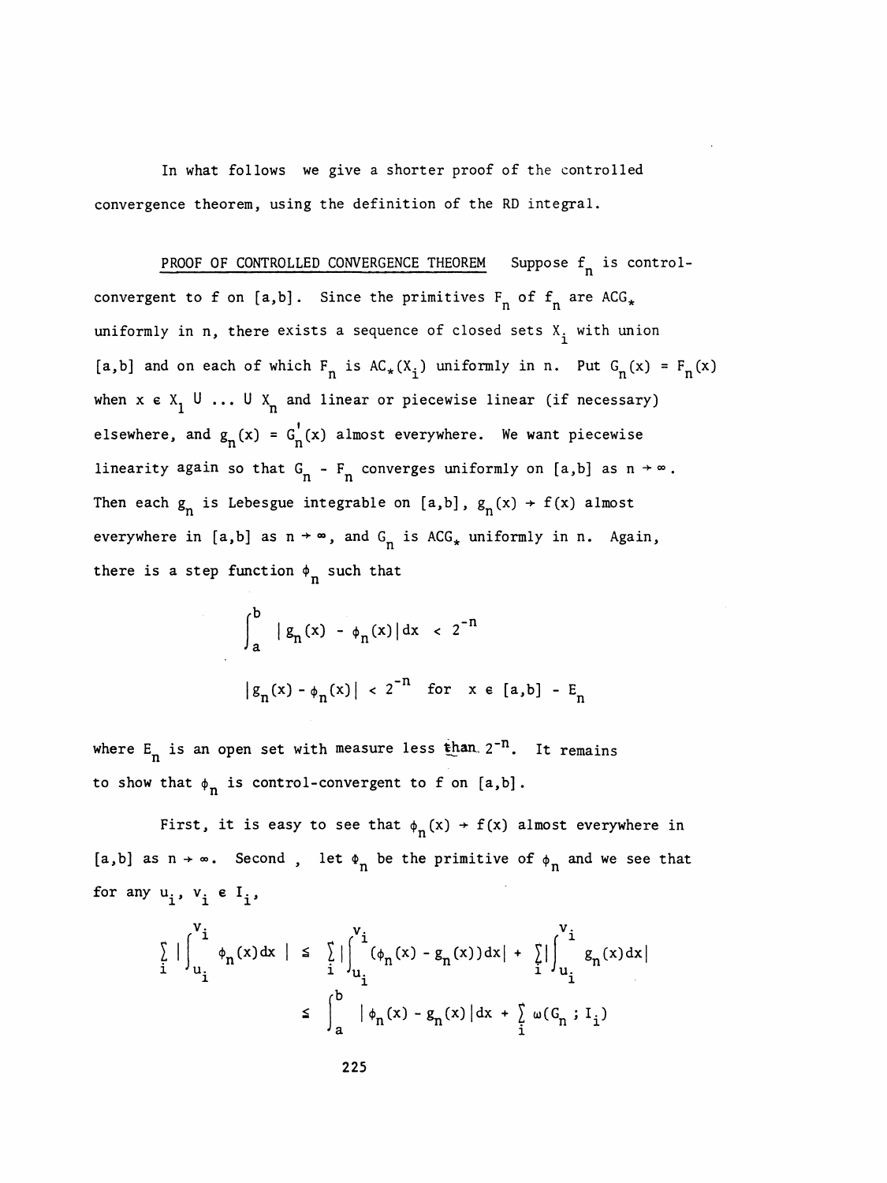In what follows we give a shorter proof of the controlled convergence theorem, using the definition of the RD integral.

PROOF OF CONTROLLED CONVERGENCE THEOREM Suppose $f_n$ is control-convergent to f on [a,b]. Since the primitives $F_n$ of $f_n$ are $ACG_*$ uniformly in n, there exists a sequence of closed sets $X_i$ with union [a,b] and on each of which $F_n$ is $AC_*(X_i)$ uniformly in n. Put $G_n(x) = F_n(x)$ when $x \in X_1 \cup \ldots \cup X_n$ and linear or piecewise linear (if necessary) elsewhere, and $g_n(x) = G_n'(x)$ almost everywhere. We want piecewise linearity again so that $G_n - F_n$ converges uniformly on [a,b] as $n \to \infty$. Then each $g_n$ is Lebesgue integrable on [a,b], $g_n(x) \to f(x)$ almost everywhere in [a,b] as $n \to \infty$, and $G_n$ is $ACG_*$ uniformly in n. Again, there is a step function $\phi_n$ such that

$$\int_a^b |g_n(x) - \phi_n(x)|dx < 2^{-n}$$

$$|g_n(x) - \phi_n(x)| < 2^{-n} \quad \text{for} \quad x \in [a,b] - E_n$$

where $E_n$ is an open set with measure less than $2^{-n}$. It remains to show that $\phi_n$ is control-convergent to f on [a,b].

First, it is easy to see that $\phi_n(x) \to f(x)$ almost everywhere in [a,b] as $n \to \infty$. Second, let $\Phi_n$ be the primitive of $\phi_n$ and we see that for any $u_i, v_i \in I_i$,

$$\sum_i \left| \int_{u_i}^{v_i} \phi_n(x)dx \right| \le \sum_i \left| \int_{u_i}^{v_i} (\phi_n(x) - g_n(x))dx \right| + \sum_i \left| \int_{u_i}^{v_i} g_n(x)dx \right|$$

$$\le \int_a^b |\phi_n(x) - g_n(x)|dx + \sum_i \omega(G_n ; I_i)$$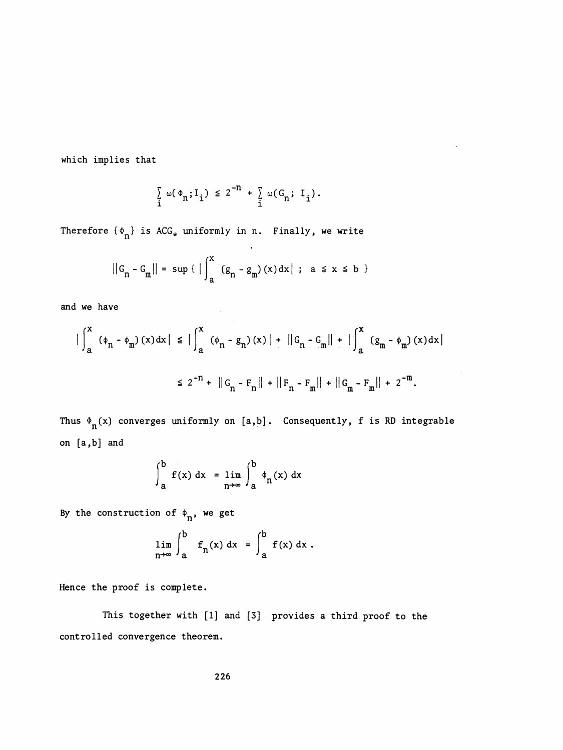which implies that

$$\sum_i \omega(\Phi_n; I_i) \leq 2^{-n} + \sum_i \omega(G_n; I_i).$$

Therefore $\{\Phi_n\}$ is ACG$_*$ uniformly in n. Finally, we write

$$||G_n - G_m|| = \sup \{ \, |\int_a^x (g_n - g_m)(x)dx| \; ; \; a \leq x \leq b \, \}$$

and we have

$$|\int_a^x (\phi_n - \phi_m)(x)dx| \leq |\int_a^x (\phi_n - g_n)(x)| + ||G_n - G_m|| + |\int_a^x (g_m - \phi_m)(x)dx|$$

$$\leq 2^{-n} + ||G_n - F_n|| + ||F_n - F_m|| + ||G_m - F_m|| + 2^{-m}.$$

Thus $\Phi_n(x)$ converges uniformly on $[a,b]$. Consequently, f is RD integrable on $[a,b]$ and

$$\int_a^b f(x)\,dx = \lim_{n\to\infty} \int_a^b \phi_n(x)\,dx$$

By the construction of $\phi_n$, we get

$$\lim_{n\to\infty} \int_a^b f_n(x)\,dx = \int_a^b f(x)\,dx\,.$$

Hence the proof is complete.

This together with [1] and [3] provides a third proof to the controlled convergence theorem.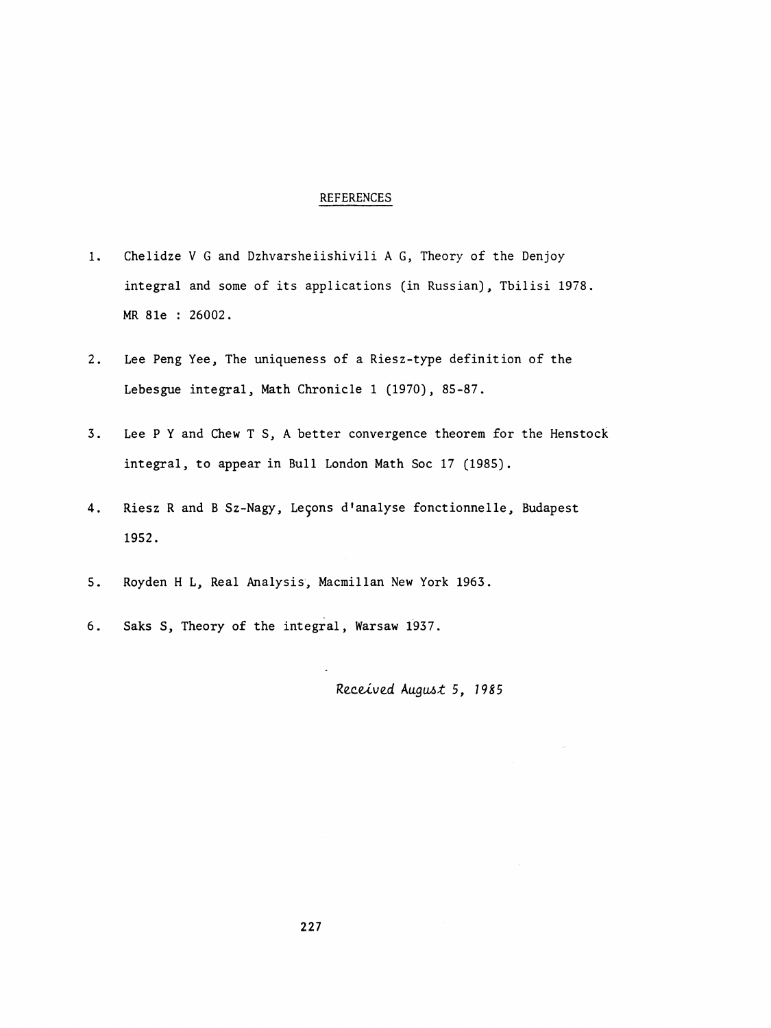## REFERENCES

1. Chelidze V G and Dzhvarsheiishivili A G, Theory of the Denjoy integral and some of its applications (in Russian), Tbilisi 1978. MR 81e : 26002.

2. Lee Peng Yee, The uniqueness of a Riesz-type definition of the Lebesgue integral, Math Chronicle 1 (1970), 85-87.

3. Lee P Y and Chew T S, A better convergence theorem for the Henstock integral, to appear in Bull London Math Soc 17 (1985).

4. Riesz R and B Sz-Nagy, Leçons d'analyse fonctionnelle, Budapest 1952.

5. Royden H L, Real Analysis, Macmillan New York 1963.

6. Saks S, Theory of the integral, Warsaw 1937.

*Received August 5, 1985*